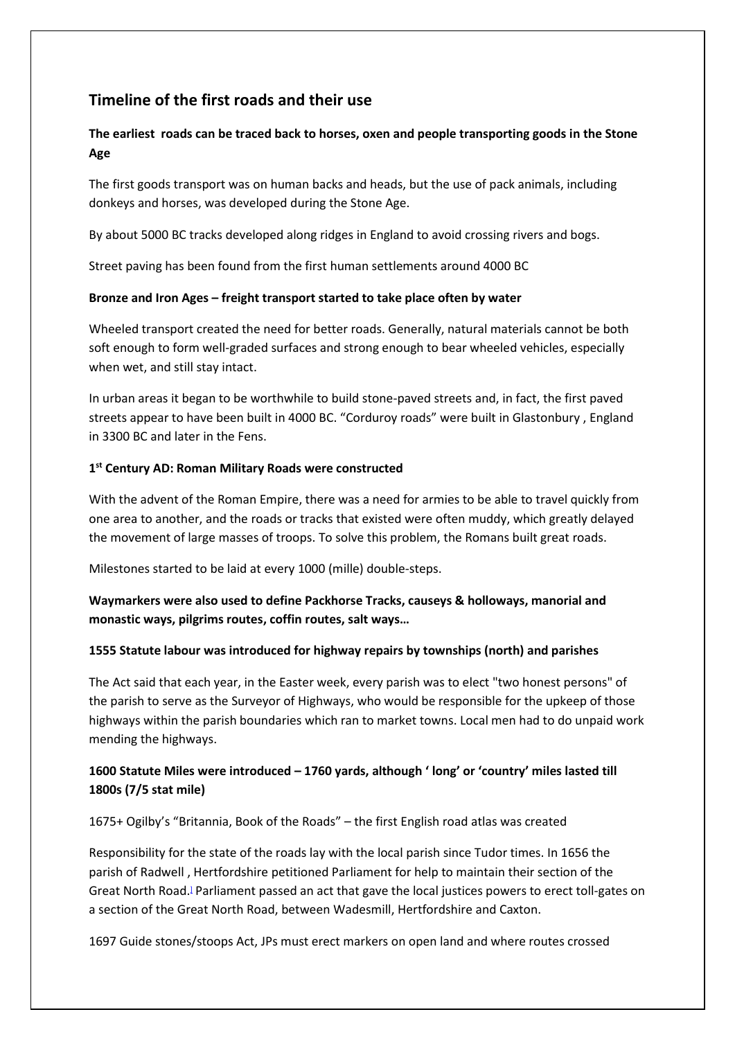## Timeline of the first roads and their use

### The earliest roads can be traced back to horses, oxen and people transporting goods in the Stone Age

The first goods transport was on human backs and heads, but the use of pack animals, including donkeys and horses, was developed during the Stone Age.

By about 5000 BC tracks developed along ridges in England to avoid crossing rivers and bogs.

Street paving has been found from the first human settlements around 4000 BC

#### Bronze and Iron Ages – freight transport started to take place often by water

Wheeled transport created the need for better roads. Generally, natural materials cannot be both soft enough to form well-graded surfaces and strong enough to bear wheeled vehicles, especially when wet, and still stay intact.

In urban areas it began to be worthwhile to build stone-paved streets and, in fact, the first paved streets appear to have been built in 4000 BC. "Corduroy roads" were built in Glastonbury , England in 3300 BC and later in the Fens.

#### 1st Century AD: Roman Military Roads were constructed

With the advent of the Roman Empire, there was a need for armies to be able to travel quickly from one area to another, and the roads or tracks that existed were often muddy, which greatly delayed the movement of large masses of troops. To solve this problem, the Romans built great roads.

Milestones started to be laid at every 1000 (mille) double-steps.

**Waymarkers were also used to define Packhorse Tracks, causeys & holloways, manorial and monastic ways, pilgrims routes, coffin routes, salt ways…**

#### 1555 Statute labour was introduced for highway repairs by townships (north) and parishes

The Act said that each year, in the Easter week, every parish was to elect "two honest persons" of the parish to serve as the Surveyor of Highways, who would be responsible for the upkeep of those highways within the parish boundaries which ran to market towns. Local men had to do unpaid work mending the highways.

**1600 Statute Miles were introduced – 1760 yards, although ' long' or 'country' miles lasted till 1800s (7/5 stat mile)**

1675+ Ogilby's "Britannia, Book of the Roads" – the first English road atlas was created

Responsibility for the state of the roads lay with the local parish since Tudor times. In 1656 the parish of Radwell , Hertfordshire petitioned Parliament for help to maintain their section of the Great North Road.[1] Parliament passed an act that gave the local justices powers to erect toll-gates on a section of the Great North Road, between Wadesmill, Hertfordshire and Caxton.

1697 Guide stones/stoops Act, JPs must erect markers on open land and where routes crossed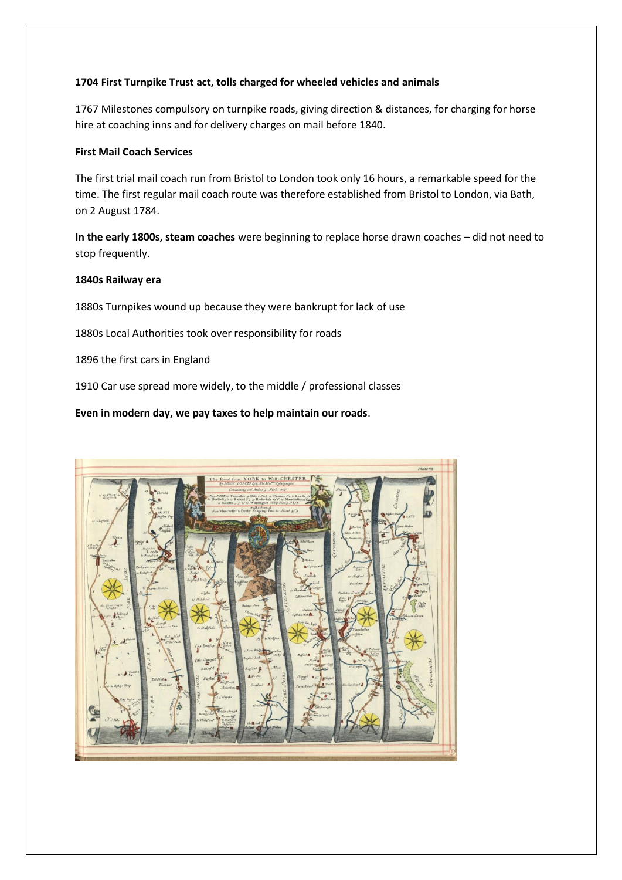**1704 First Turnpike Trust act, tolls charged for wheeled vehicles and animals**

1767 Milestones compulsory on turnpike roads, giving direction & distances, for charging for horse hire at coaching inns and for delivery charges on mail before 1840.

**First Mail Coach Services**

The first trial mail coach run from Bristol to London took only 16 hours, a remarkable speed for the time. The first regular mail coach route was therefore established from Bristol to London, via Bath, on 2 August 1784.

**In the early 1800s, steam coaches** were beginning to replace horse drawn coaches – did not need to stop frequently.

**1840s Railway era**

1880s Turnpikes wound up because they were bankrupt for lack of use

1880s Local Authorities took over responsibility for roads

1896 the first cars in England

1910 Car use spread more widely, to the middle / professional classes

**Even in modern day, we pay taxes to help maintain our roads**.